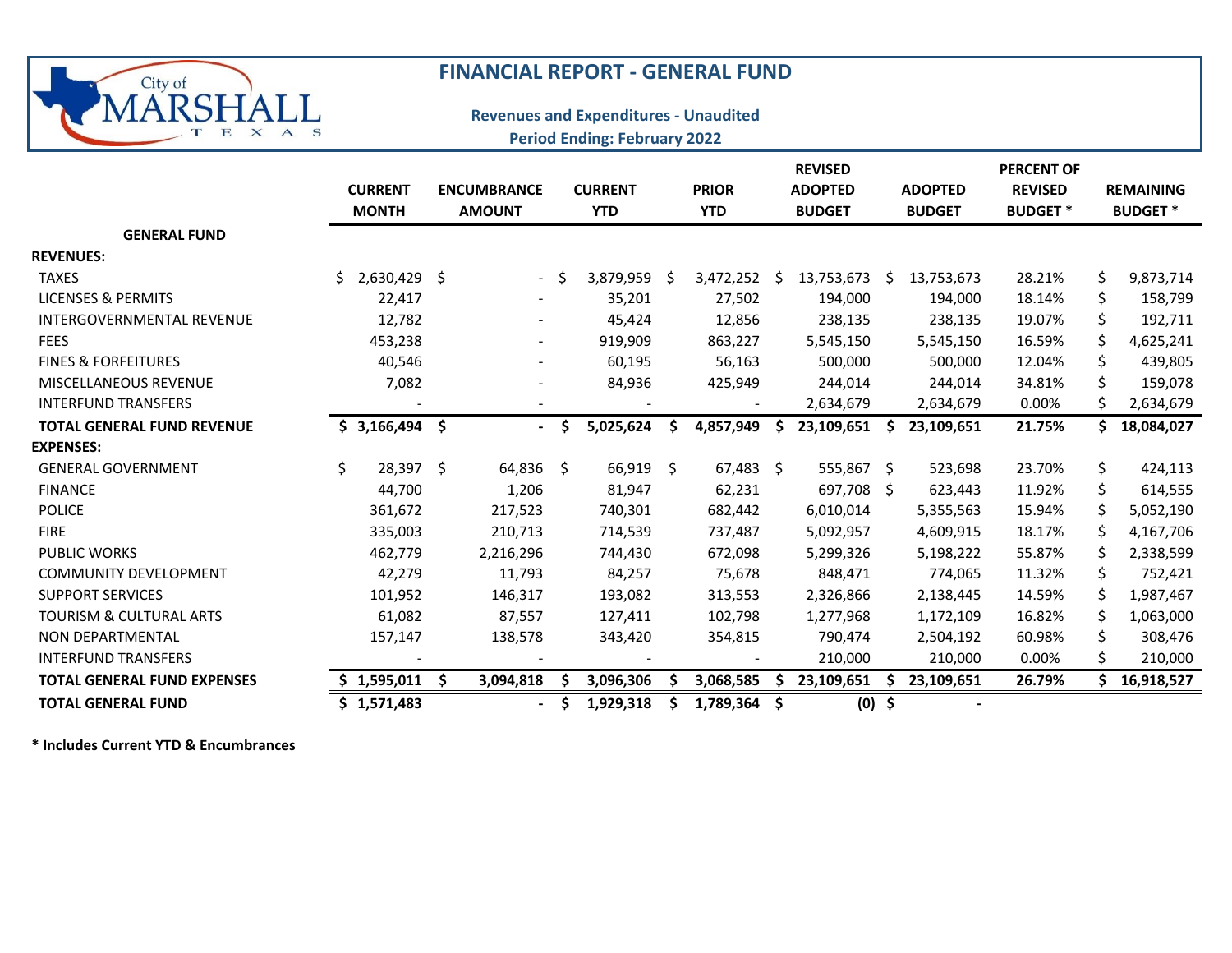City of MARSHALL TEXAS

# FINANCIAL REPORT - GENERAL FUND

**Revenues and Expenditures - Unaudited**

**Period Ending: February 2022**

| GENERAL FUND | CURRENT MONTH | ENCUMBRANCE AMOUNT | CURRENT YTD | PRIOR YTD | REVISED ADOPTED BUDGET | ADOPTED BUDGET | PERCENT OF REVISED BUDGET * | REMAINING BUDGET * |
|---|---|---|---|---|---|---|---|---|
| **REVENUES:** | | | | | | | | |
| TAXES | $ 2,630,429 | $ - | $ 3,879,959 | $ 3,472,252 | $ 13,753,673 | $ 13,753,673 | 28.21% | $ 9,873,714 |
| LICENSES & PERMITS | 22,417 | - | 35,201 | 27,502 | 194,000 | 194,000 | 18.14% | $ 158,799 |
| INTERGOVERNMENTAL REVENUE | 12,782 | - | 45,424 | 12,856 | 238,135 | 238,135 | 19.07% | $ 192,711 |
| FEES | 453,238 | - | 919,909 | 863,227 | 5,545,150 | 5,545,150 | 16.59% | $ 4,625,241 |
| FINES & FORFEITURES | 40,546 | - | 60,195 | 56,163 | 500,000 | 500,000 | 12.04% | $ 439,805 |
| MISCELLANEOUS REVENUE | 7,082 | - | 84,936 | 425,949 | 244,014 | 244,014 | 34.81% | $ 159,078 |
| INTERFUND TRANSFERS | - | - | - | - | 2,634,679 | 2,634,679 | 0.00% | $ 2,634,679 |
| **TOTAL GENERAL FUND REVENUE** | **$ 3,166,494** | **$ -** | **$ 5,025,624** | **$ 4,857,949** | **$ 23,109,651** | **$ 23,109,651** | **21.75%** | **$ 18,084,027** |
| **EXPENSES:** | | | | | | | | |
| GENERAL GOVERNMENT | $ 28,397 | $ 64,836 | $ 66,919 | $ 67,483 | $ 555,867 | $ 523,698 | 23.70% | $ 424,113 |
| FINANCE | 44,700 | 1,206 | 81,947 | 62,231 | 697,708 | $ 623,443 | 11.92% | $ 614,555 |
| POLICE | 361,672 | 217,523 | 740,301 | 682,442 | 6,010,014 | 5,355,563 | 15.94% | $ 5,052,190 |
| FIRE | 335,003 | 210,713 | 714,539 | 737,487 | 5,092,957 | 4,609,915 | 18.17% | $ 4,167,706 |
| PUBLIC WORKS | 462,779 | 2,216,296 | 744,430 | 672,098 | 5,299,326 | 5,198,222 | 55.87% | $ 2,338,599 |
| COMMUNITY DEVELOPMENT | 42,279 | 11,793 | 84,257 | 75,678 | 848,471 | 774,065 | 11.32% | $ 752,421 |
| SUPPORT SERVICES | 101,952 | 146,317 | 193,082 | 313,553 | 2,326,866 | 2,138,445 | 14.59% | $ 1,987,467 |
| TOURISM & CULTURAL ARTS | 61,082 | 87,557 | 127,411 | 102,798 | 1,277,968 | 1,172,109 | 16.82% | $ 1,063,000 |
| NON DEPARTMENTAL | 157,147 | 138,578 | 343,420 | 354,815 | 790,474 | 2,504,192 | 60.98% | $ 308,476 |
| INTERFUND TRANSFERS | - | - | - | - | 210,000 | 210,000 | 0.00% | $ 210,000 |
| **TOTAL GENERAL FUND EXPENSES** | **$ 1,595,011** | **$ 3,094,818** | **$ 3,096,306** | **$ 3,068,585** | **$ 23,109,651** | **$ 23,109,651** | **26.79%** | **$ 16,918,527** |
| **TOTAL GENERAL FUND** | **$ 1,571,483** | **-** | **$ 1,929,318** | **$ 1,789,364** | **$ (0)** | **$ -** | | |

**\* Includes Current YTD & Encumbrances**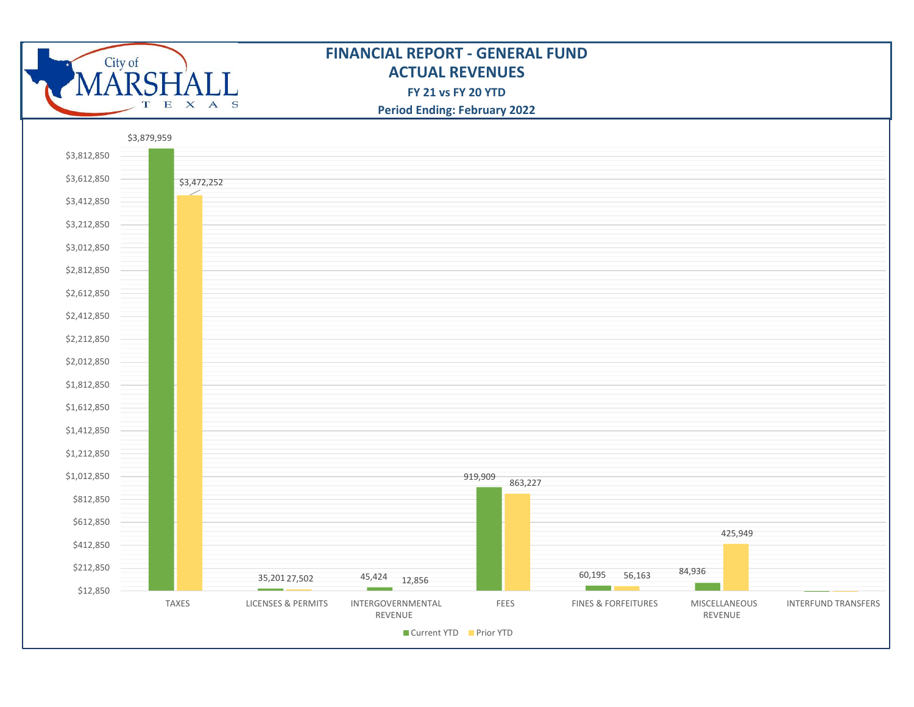City of MARSHALL TEXAS

# FINANCIAL REPORT - GENERAL FUND
## ACTUAL REVENUES

**FY 21 vs FY 20 YTD**

**Period Ending: February 2022**

$3,879,959
$3,472,252
35,201
27,502
45,424
12,856
919,909
863,227
60,195
56,163
84,936
425,949

$3,812,850
$3,612,850
$3,412,850
$3,212,850
$3,012,850
$2,812,850
$2,612,850
$2,412,850
$2,212,850
$2,012,850
$1,812,850
$1,612,850
$1,412,850
$1,212,850
$1,012,850
$812,850
$612,850
$412,850
$212,850
$12,850

TAXES
LICENSES & PERMITS
INTERGOVERNMENTAL REVENUE
FEES
FINES & FORFEITURES
MISCELLANEOUS REVENUE
INTERFUND TRANSFERS

Current YTD
Prior YTD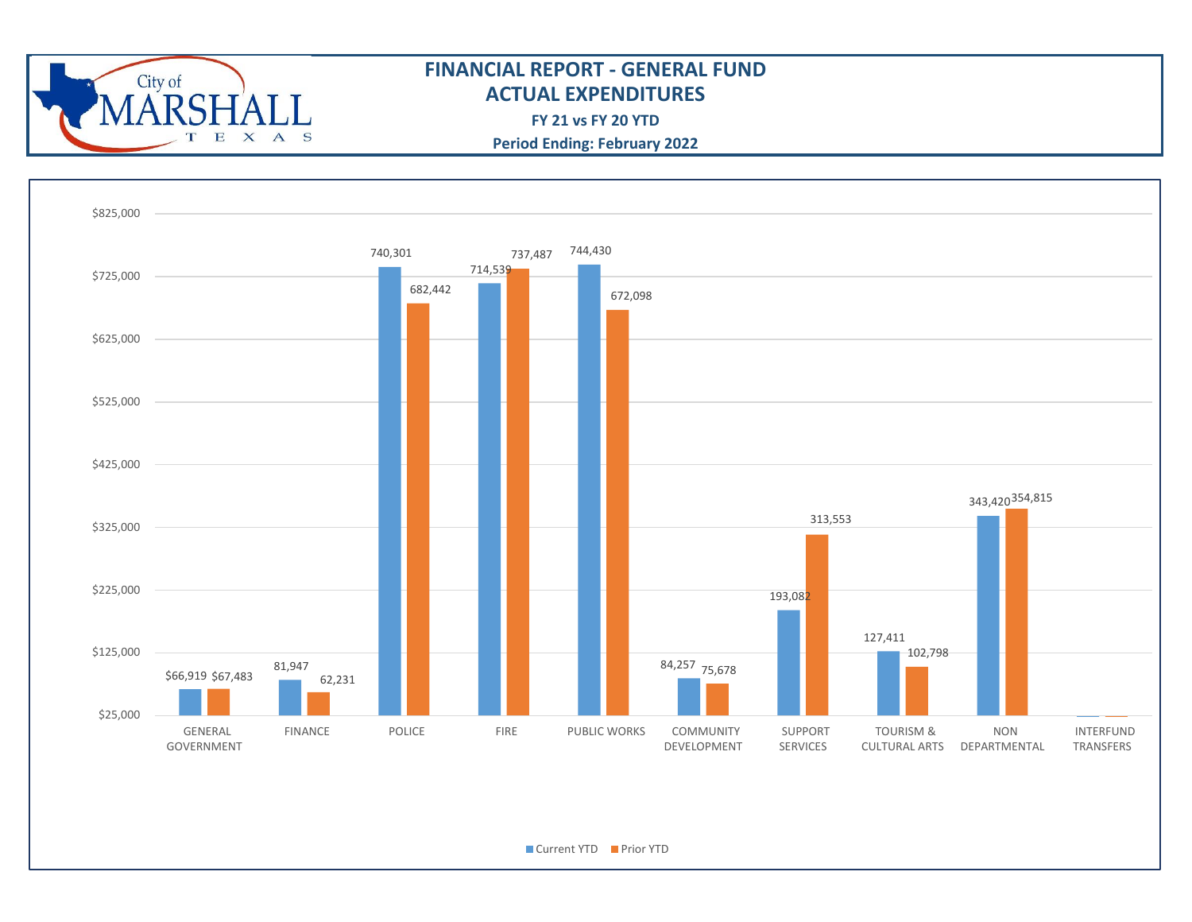City of MARSHALL TEXAS

# FINANCIAL REPORT - GENERAL FUND
## ACTUAL EXPENDITURES

**FY 21 vs FY 20 YTD**

**Period Ending: February 2022**

$825,000
$725,000
$625,000
$525,000
$425,000
$325,000
$225,000
$125,000
$25,000

GENERAL GOVERNMENT: $66,919 $67,483
FINANCE: 81,947 62,231
POLICE: 740,301 682,442
FIRE: 714,539 737,487
PUBLIC WORKS: 744,430 672,098
COMMUNITY DEVELOPMENT: 84,257 75,678
SUPPORT SERVICES: 193,082 313,553
TOURISM & CULTURAL ARTS: 127,411 102,798
NON DEPARTMENTAL: 343,420 354,815
INTERFUND TRANSFERS

Current YTD
Prior YTD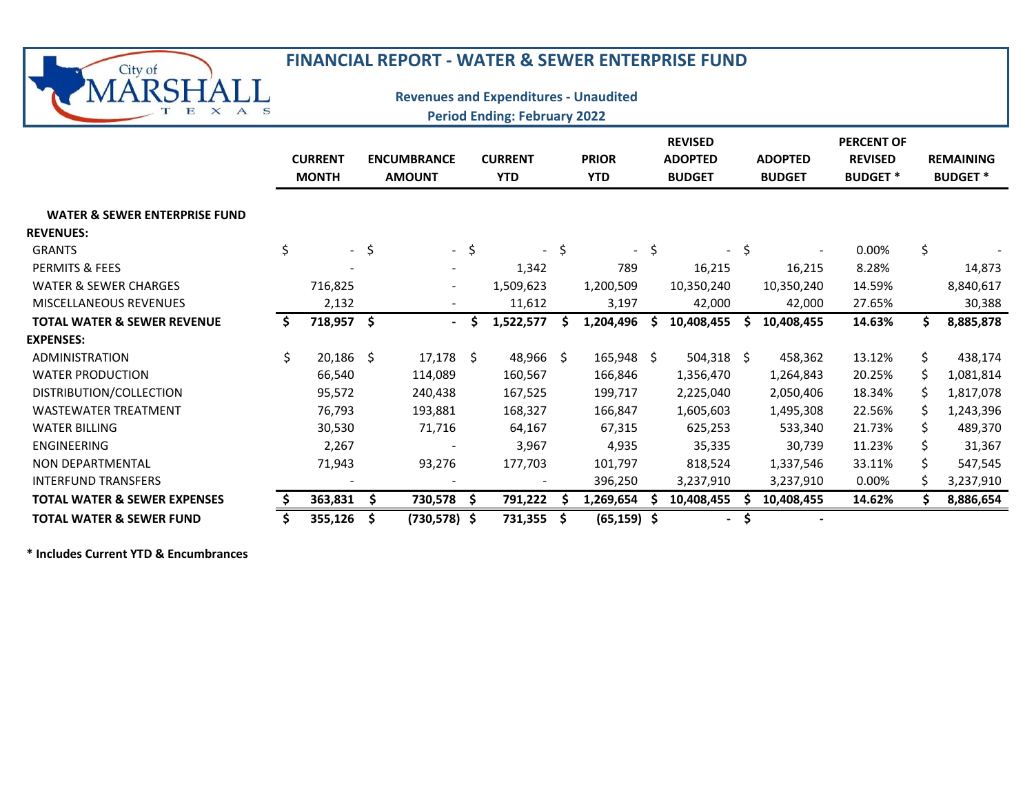# FINANCIAL REPORT - WATER & SEWER ENTERPRISE FUND

**Revenues and Expenditures - Unaudited**

**Period Ending: February 2022**

| | CURRENT MONTH | ENCUMBRANCE AMOUNT | CURRENT YTD | PRIOR YTD | REVISED ADOPTED BUDGET | ADOPTED BUDGET | PERCENT OF REVISED BUDGET * | REMAINING BUDGET * |
|---|---|---|---|---|---|---|---|---|
| **WATER & SEWER ENTERPRISE FUND** | | | | | | | | |
| **REVENUES:** | | | | | | | | |
| GRANTS | $ - | $ - | $ - | $ - | $ - | $ - | 0.00% | $ - |
| PERMITS & FEES | - | - | 1,342 | 789 | 16,215 | 16,215 | 8.28% | 14,873 |
| WATER & SEWER CHARGES | 716,825 | - | 1,509,623 | 1,200,509 | 10,350,240 | 10,350,240 | 14.59% | 8,840,617 |
| MISCELLANEOUS REVENUES | 2,132 | - | 11,612 | 3,197 | 42,000 | 42,000 | 27.65% | 30,388 |
| **TOTAL WATER & SEWER REVENUE** | **$ 718,957** | **$ -** | **$ 1,522,577** | **$ 1,204,496** | **$ 10,408,455** | **$ 10,408,455** | **14.63%** | **$ 8,885,878** |
| **EXPENSES:** | | | | | | | | |
| ADMINISTRATION | $ 20,186 | $ 17,178 | $ 48,966 | $ 165,948 | $ 504,318 | $ 458,362 | 13.12% | $ 438,174 |
| WATER PRODUCTION | 66,540 | 114,089 | 160,567 | 166,846 | 1,356,470 | 1,264,843 | 20.25% | $ 1,081,814 |
| DISTRIBUTION/COLLECTION | 95,572 | 240,438 | 167,525 | 199,717 | 2,225,040 | 2,050,406 | 18.34% | $ 1,817,078 |
| WASTEWATER TREATMENT | 76,793 | 193,881 | 168,327 | 166,847 | 1,605,603 | 1,495,308 | 22.56% | $ 1,243,396 |
| WATER BILLING | 30,530 | 71,716 | 64,167 | 67,315 | 625,253 | 533,340 | 21.73% | $ 489,370 |
| ENGINEERING | 2,267 | - | 3,967 | 4,935 | 35,335 | 30,739 | 11.23% | $ 31,367 |
| NON DEPARTMENTAL | 71,943 | 93,276 | 177,703 | 101,797 | 818,524 | 1,337,546 | 33.11% | $ 547,545 |
| INTERFUND TRANSFERS | - | - | - | 396,250 | 3,237,910 | 3,237,910 | 0.00% | $ 3,237,910 |
| **TOTAL WATER & SEWER EXPENSES** | **$ 363,831** | **$ 730,578** | **$ 791,222** | **$ 1,269,654** | **$ 10,408,455** | **$ 10,408,455** | **14.62%** | **$ 8,886,654** |
| **TOTAL WATER & SEWER FUND** | **$ 355,126** | **$ (730,578)** | **$ 731,355** | **$ (65,159)** | **$ -** | **$ -** | | |

**\* Includes Current YTD & Encumbrances**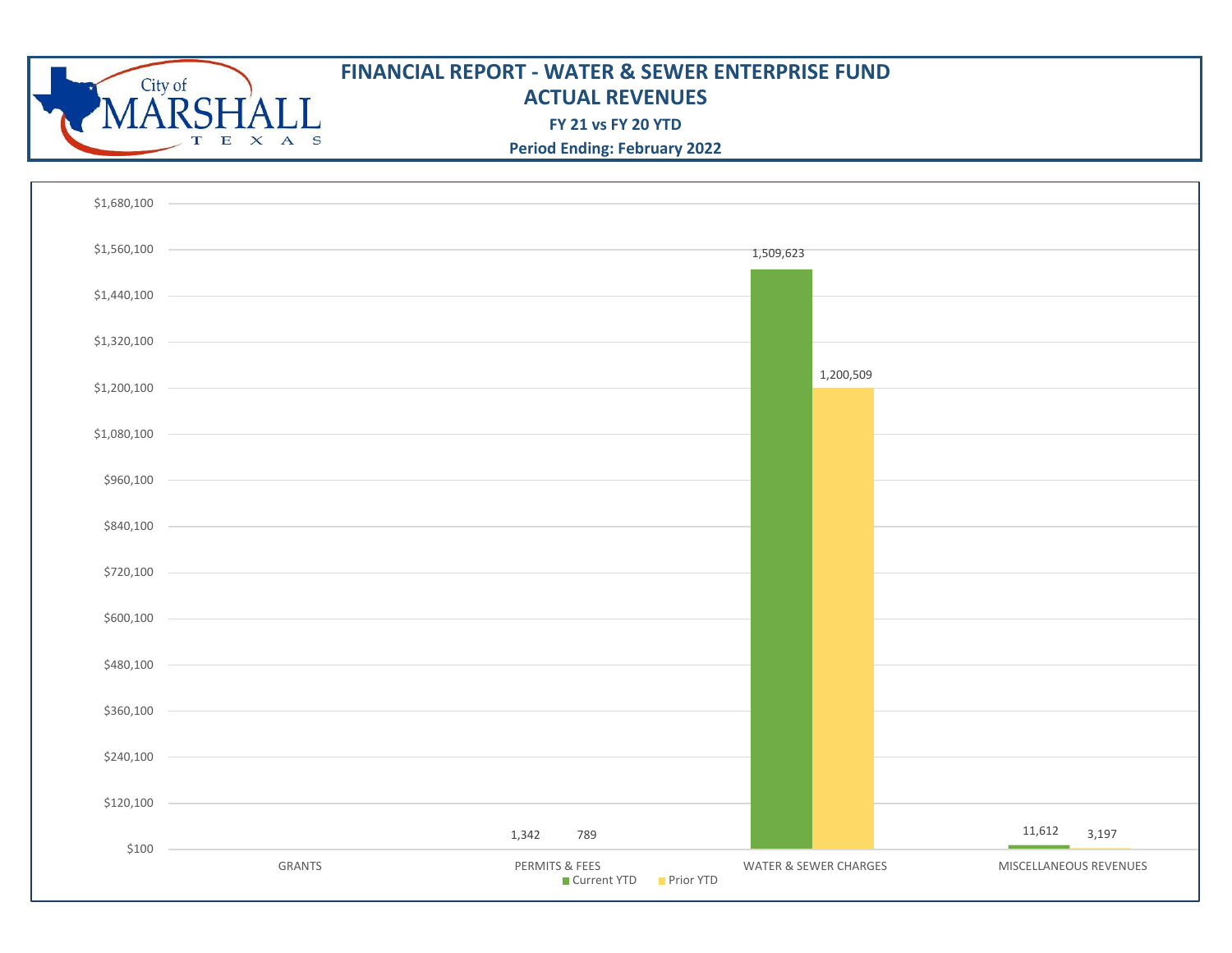# FINANCIAL REPORT - WATER & SEWER ENTERPRISE FUND

## ACTUAL REVENUES

**FY 21 vs FY 20 YTD**

**Period Ending: February 2022**

$1,680,100
$1,560,100
$1,440,100
$1,320,100
$1,200,100
$1,080,100
$960,100
$840,100
$720,100
$600,100
$480,100
$360,100
$240,100
$120,100
$100

GRANTS

PERMITS & FEES
1,342
789

WATER & SEWER CHARGES
1,509,623
1,200,509

MISCELLANEOUS REVENUES
11,612
3,197

Current YTD
Prior YTD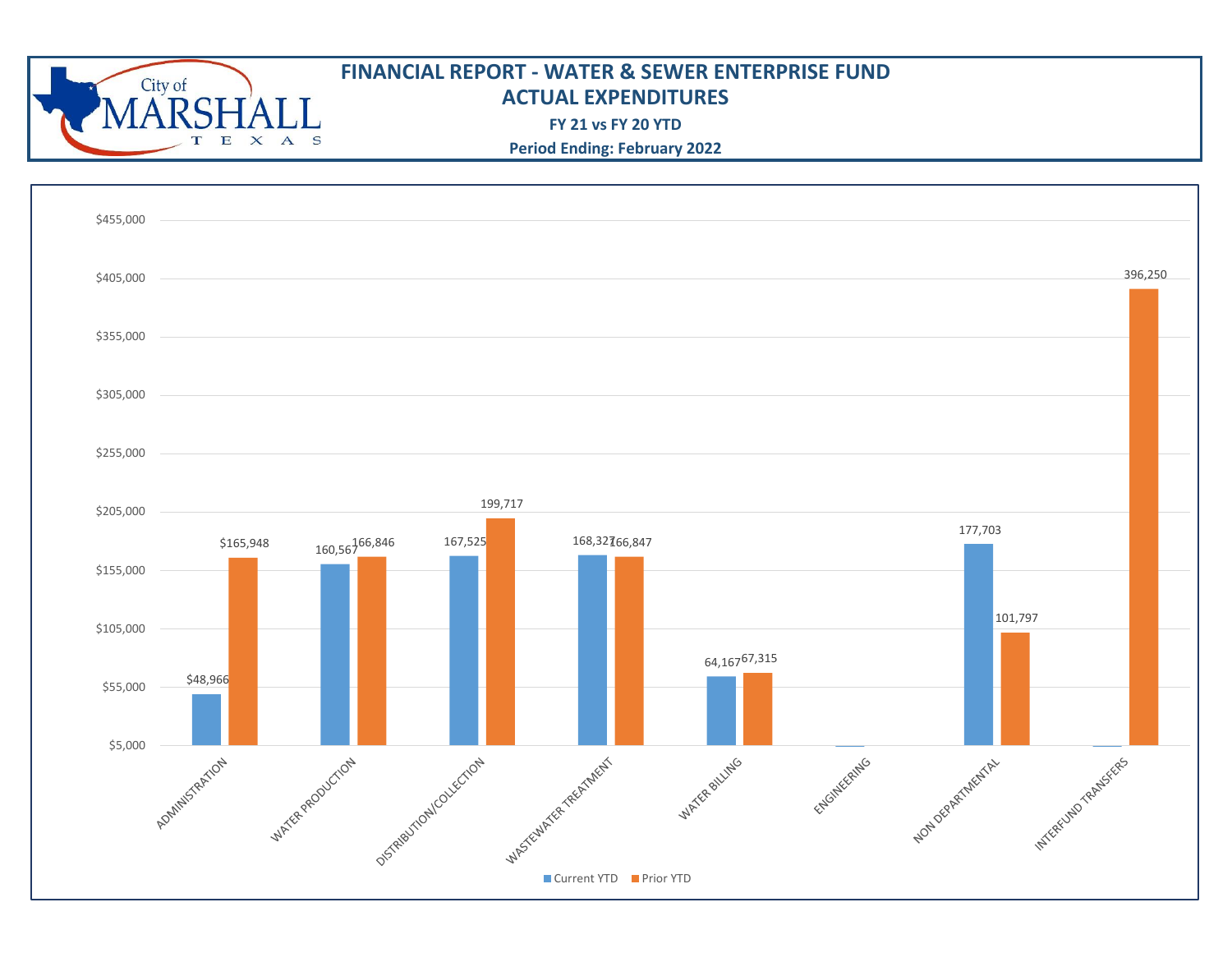City of MARSHALL TEXAS

# FINANCIAL REPORT - WATER & SEWER ENTERPRISE FUND
## ACTUAL EXPENDITURES

**FY 21 vs FY 20 YTD**

**Period Ending: February 2022**

$455,000
$405,000
$355,000
$305,000
$255,000
$205,000
$155,000
$105,000
$55,000
$5,000

ADMINISTRATION: $48,966 / $165,948
WATER PRODUCTION: 160,567 / 166,846
DISTRIBUTION/COLLECTION: 167,525 / 199,717
WASTEWATER TREATMENT: 168,327 / 166,847
WATER BILLING: 64,167 / 67,315
ENGINEERING
NON DEPARTMENTAL: 177,703 / 101,797
INTERFUND TRANSFERS: 396,250

Current YTD
Prior YTD